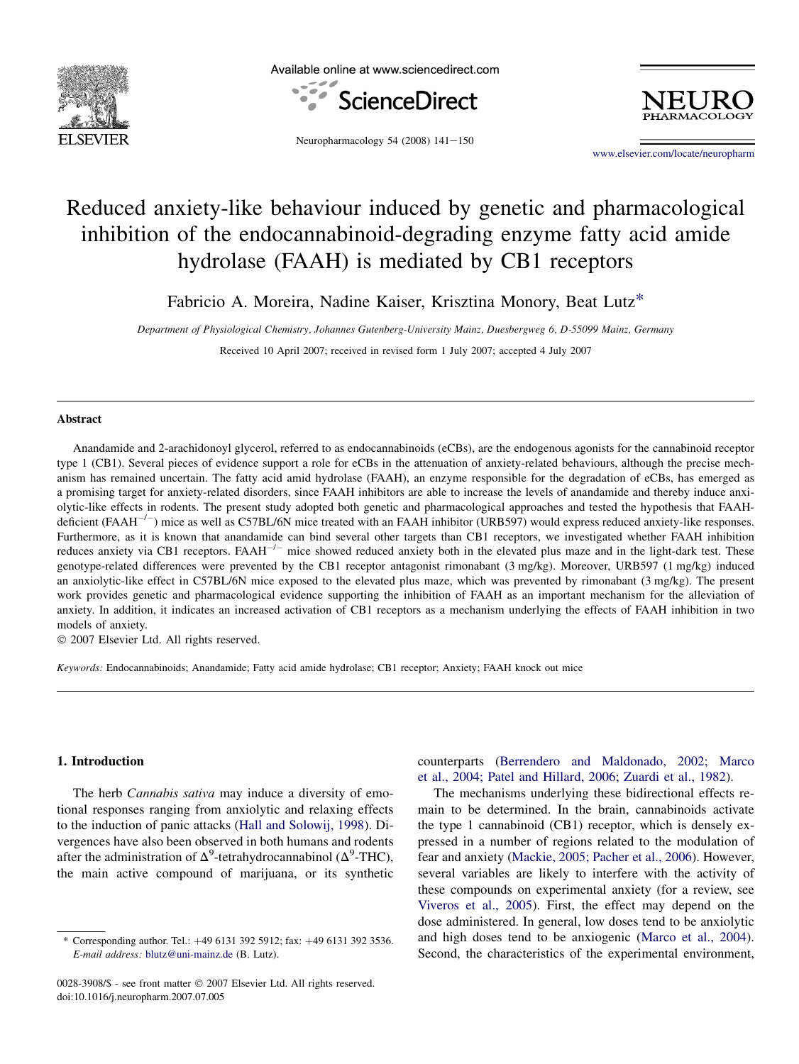# Reduced anxiety-like behaviour induced by genetic and pharmacological inhibition of the endocannabinoid-degrading enzyme fatty acid amide hydrolase (FAAH) is mediated by CB1 receptors

Fabricio A. Moreira, Nadine Kaiser, Krisztina Monory, Beat Lutz*

*Department of Physiological Chemistry, Johannes Gutenberg-University Mainz, Duesbergweg 6, D-55099 Mainz, Germany*

Received 10 April 2007; received in revised form 1 July 2007; accepted 4 July 2007

## Abstract

Anandamide and 2-arachidonoyl glycerol, referred to as endocannabinoids (eCBs), are the endogenous agonists for the cannabinoid receptor type 1 (CB1). Several pieces of evidence support a role for eCBs in the attenuation of anxiety-related behaviours, although the precise mechanism has remained uncertain. The fatty acid amid hydrolase (FAAH), an enzyme responsible for the degradation of eCBs, has emerged as a promising target for anxiety-related disorders, since FAAH inhibitors are able to increase the levels of anandamide and thereby induce anxiolytic-like effects in rodents. The present study adopted both genetic and pharmacological approaches and tested the hypothesis that FAAH-deficient ($FAAH^{-/-}$) mice as well as C57BL/6N mice treated with an FAAH inhibitor (URB597) would express reduced anxiety-like responses. Furthermore, as it is known that anandamide can bind several other targets than CB1 receptors, we investigated whether FAAH inhibition reduces anxiety via CB1 receptors. $FAAH^{-/-}$ mice showed reduced anxiety both in the elevated plus maze and in the light-dark test. These genotype-related differences were prevented by the CB1 receptor antagonist rimonabant (3 mg/kg). Moreover, URB597 (1 mg/kg) induced an anxiolytic-like effect in C57BL/6N mice exposed to the elevated plus maze, which was prevented by rimonabant (3 mg/kg). The present work provides genetic and pharmacological evidence supporting the inhibition of FAAH as an important mechanism for the alleviation of anxiety. In addition, it indicates an increased activation of CB1 receptors as a mechanism underlying the effects of FAAH inhibition in two models of anxiety.

© 2007 Elsevier Ltd. All rights reserved.

*Keywords:* Endocannabinoids; Anandamide; Fatty acid amide hydrolase; CB1 receptor; Anxiety; FAAH knock out mice

## 1. Introduction

The herb *Cannabis sativa* may induce a diversity of emotional responses ranging from anxiolytic and relaxing effects to the induction of panic attacks (Hall and Solowij, 1998). Divergences have also been observed in both humans and rodents after the administration of $\Delta^9$-tetrahydrocannabinol ($\Delta^9$-THC), the main active compound of marijuana, or its synthetic counterparts (Berrendero and Maldonado, 2002; Marco et al., 2004; Patel and Hillard, 2006; Zuardi et al., 1982).

The mechanisms underlying these bidirectional effects remain to be determined. In the brain, cannabinoids activate the type 1 cannabinoid (CB1) receptor, which is densely expressed in a number of regions related to the modulation of fear and anxiety (Mackie, 2005; Pacher et al., 2006). However, several variables are likely to interfere with the activity of these compounds on experimental anxiety (for a review, see Viveros et al., 2005). First, the effect may depend on the dose administered. In general, low doses tend to be anxiolytic and high doses tend to be anxiogenic (Marco et al., 2004). Second, the characteristics of the experimental environment,

* Corresponding author. Tel.: +49 6131 392 5912; fax: +49 6131 392 3536. *E-mail address:* blutz@uni-mainz.de (B. Lutz).

0028-3908/$ - see front matter © 2007 Elsevier Ltd. All rights reserved.
doi:10.1016/j.neuropharm.2007.07.005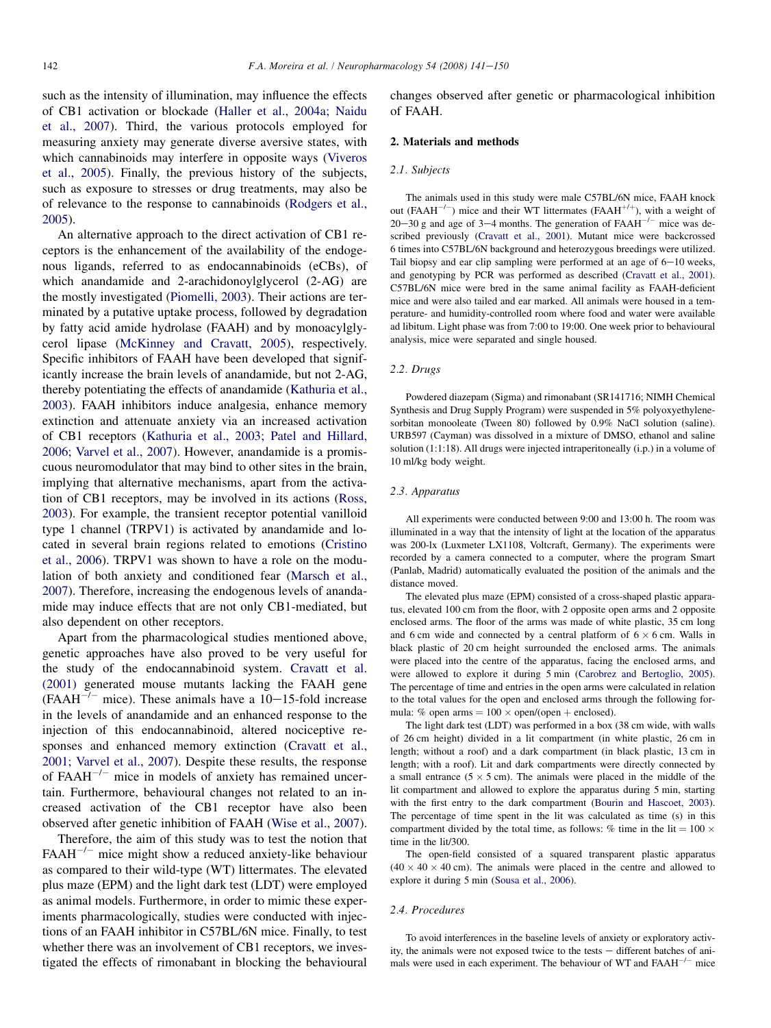such as the intensity of illumination, may influence the effects of CB1 activation or blockade (Haller et al., 2004a; Naidu et al., 2007). Third, the various protocols employed for measuring anxiety may generate diverse aversive states, with which cannabinoids may interfere in opposite ways (Viveros et al., 2005). Finally, the previous history of the subjects, such as exposure to stresses or drug treatments, may also be of relevance to the response to cannabinoids (Rodgers et al., 2005).

An alternative approach to the direct activation of CB1 receptors is the enhancement of the availability of the endogenous ligands, referred to as endocannabinoids (eCBs), of which anandamide and 2-arachidonoylglycerol (2-AG) are the mostly investigated (Piomelli, 2003). Their actions are terminated by a putative uptake process, followed by degradation by fatty acid amide hydrolase (FAAH) and by monoacylglycerol lipase (McKinney and Cravatt, 2005), respectively. Specific inhibitors of FAAH have been developed that significantly increase the brain levels of anandamide, but not 2-AG, thereby potentiating the effects of anandamide (Kathuria et al., 2003). FAAH inhibitors induce analgesia, enhance memory extinction and attenuate anxiety via an increased activation of CB1 receptors (Kathuria et al., 2003; Patel and Hillard, 2006; Varvel et al., 2007). However, anandamide is a promiscuous neuromodulator that may bind to other sites in the brain, implying that alternative mechanisms, apart from the activation of CB1 receptors, may be involved in its actions (Ross, 2003). For example, the transient receptor potential vanilloid type 1 channel (TRPV1) is activated by anandamide and located in several brain regions related to emotions (Cristino et al., 2006). TRPV1 was shown to have a role on the modulation of both anxiety and conditioned fear (Marsch et al., 2007). Therefore, increasing the endogenous levels of anandamide may induce effects that are not only CB1-mediated, but also dependent on other receptors.

Apart from the pharmacological studies mentioned above, genetic approaches have also proved to be very useful for the study of the endocannabinoid system. Cravatt et al. (2001) generated mouse mutants lacking the FAAH gene ($FAAH^{-/-}$ mice). These animals have a 10–15-fold increase in the levels of anandamide and an enhanced response to the injection of this endocannabinoid, altered nociceptive responses and enhanced memory extinction (Cravatt et al., 2001; Varvel et al., 2007). Despite these results, the response of $FAAH^{-/-}$ mice in models of anxiety has remained uncertain. Furthermore, behavioural changes not related to an increased activation of the CB1 receptor have also been observed after genetic inhibition of FAAH (Wise et al., 2007).

Therefore, the aim of this study was to test the notion that $FAAH^{-/-}$ mice might show a reduced anxiety-like behaviour as compared to their wild-type (WT) littermates. The elevated plus maze (EPM) and the light dark test (LDT) were employed as animal models. Furthermore, in order to mimic these experiments pharmacologically, studies were conducted with injections of an FAAH inhibitor in C57BL/6N mice. Finally, to test whether there was an involvement of CB1 receptors, we investigated the effects of rimonabant in blocking the behavioural changes observed after genetic or pharmacological inhibition of FAAH.

## 2. Materials and methods

### 2.1. Subjects

The animals used in this study were male C57BL/6N mice, FAAH knock out ($FAAH^{-/-}$) mice and their WT littermates ($FAAH^{+/+}$), with a weight of 20–30 g and age of 3–4 months. The generation of $FAAH^{-/-}$ mice was described previously (Cravatt et al., 2001). Mutant mice were backcrossed 6 times into C57BL/6N background and heterozygous breedings were utilized. Tail biopsy and ear clip sampling were performed at an age of 6–10 weeks, and genotyping by PCR was performed as described (Cravatt et al., 2001). C57BL/6N mice were bred in the same animal facility as FAAH-deficient mice and were also tailed and ear marked. All animals were housed in a temperature- and humidity-controlled room where food and water were available ad libitum. Light phase was from 7:00 to 19:00. One week prior to behavioural analysis, mice were separated and single housed.

### 2.2. Drugs

Powdered diazepam (Sigma) and rimonabant (SR141716; NIMH Chemical Synthesis and Drug Supply Program) were suspended in 5% polyoxyethylenesorbitan monooleate (Tween 80) followed by 0.9% NaCl solution (saline). URB597 (Cayman) was dissolved in a mixture of DMSO, ethanol and saline solution (1:1:18). All drugs were injected intraperitoneally (i.p.) in a volume of 10 ml/kg body weight.

### 2.3. Apparatus

All experiments were conducted between 9:00 and 13:00 h. The room was illuminated in a way that the intensity of light at the location of the apparatus was 200-lx (Luxmeter LX1108, Voltcraft, Germany). The experiments were recorded by a camera connected to a computer, where the program Smart (Panlab, Madrid) automatically evaluated the position of the animals and the distance moved.

The elevated plus maze (EPM) consisted of a cross-shaped plastic apparatus, elevated 100 cm from the floor, with 2 opposite open arms and 2 opposite enclosed arms. The floor of the arms was made of white plastic, 35 cm long and 6 cm wide and connected by a central platform of 6 × 6 cm. Walls in black plastic of 20 cm height surrounded the enclosed arms. The animals were placed into the centre of the apparatus, facing the enclosed arms, and were allowed to explore it during 5 min (Carobrez and Bertoglio, 2005). The percentage of time and entries in the open arms were calculated in relation to the total values for the open and enclosed arms through the following formula: % open arms = 100 × open/(open + enclosed).

The light dark test (LDT) was performed in a box (38 cm wide, with walls of 26 cm height) divided in a lit compartment (in white plastic, 26 cm in length; without a roof) and a dark compartment (in black plastic, 13 cm in length; with a roof). Lit and dark compartments were directly connected by a small entrance (5 × 5 cm). The animals were placed in the middle of the lit compartment and allowed to explore the apparatus during 5 min, starting with the first entry to the dark compartment (Bourin and Hascoet, 2003). The percentage of time spent in the lit was calculated as time (s) in this compartment divided by the total time, as follows: % time in the lit = 100 × time in the lit/300.

The open-field consisted of a squared transparent plastic apparatus (40 × 40 × 40 cm). The animals were placed in the centre and allowed to explore it during 5 min (Sousa et al., 2006).

### 2.4. Procedures

To avoid interferences in the baseline levels of anxiety or exploratory activity, the animals were not exposed twice to the tests – different batches of animals were used in each experiment. The behaviour of WT and $FAAH^{-/-}$ mice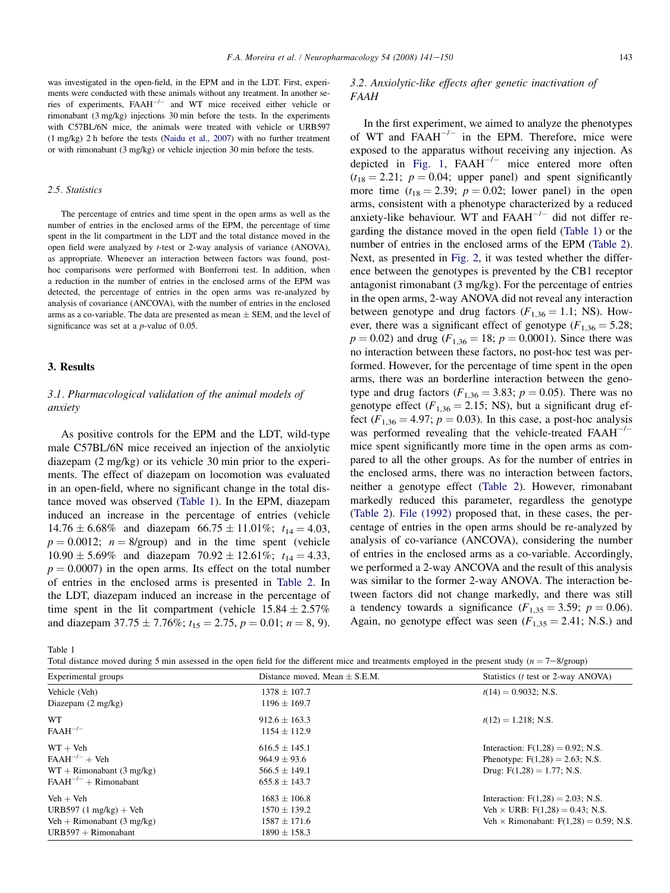was investigated in the open-field, in the EPM and in the LDT. First, experiments were conducted with these animals without any treatment. In another series of experiments, $FAAH^{-/-}$ and WT mice received either vehicle or rimonabant (3 mg/kg) injections 30 min before the tests. In the experiments with C57BL/6N mice, the animals were treated with vehicle or URB597 (1 mg/kg) 2 h before the tests (Naidu et al., 2007) with no further treatment or with rimonabant (3 mg/kg) or vehicle injection 30 min before the tests.

### 2.5. Statistics

The percentage of entries and time spent in the open arms as well as the number of entries in the enclosed arms of the EPM, the percentage of time spent in the lit compartment in the LDT and the total distance moved in the open field were analyzed by t-test or 2-way analysis of variance (ANOVA), as appropriate. Whenever an interaction between factors was found, post-hoc comparisons were performed with Bonferroni test. In addition, when a reduction in the number of entries in the enclosed arms of the EPM was detected, the percentage of entries in the open arms was re-analyzed by analysis of covariance (ANCOVA), with the number of entries in the enclosed arms as a co-variable. The data are presented as mean ± SEM, and the level of significance was set at a p-value of 0.05.

## 3. Results

### 3.1. Pharmacological validation of the animal models of anxiety

As positive controls for the EPM and the LDT, wild-type male C57BL/6N mice received an injection of the anxiolytic diazepam (2 mg/kg) or its vehicle 30 min prior to the experiments. The effect of diazepam on locomotion was evaluated in an open-field, where no significant change in the total distance moved was observed (Table 1). In the EPM, diazepam induced an increase in the percentage of entries (vehicle 14.76 ± 6.68% and diazepam 66.75 ± 11.01%; $t_{14} = 4.03$, $p = 0.0012$; $n = 8$/group) and in the time spent (vehicle 10.90 ± 5.69% and diazepam 70.92 ± 12.61%; $t_{14} = 4.33$, $p = 0.0007$) in the open arms. Its effect on the total number of entries in the enclosed arms is presented in Table 2. In the LDT, diazepam induced an increase in the percentage of time spent in the lit compartment (vehicle 15.84 ± 2.57% and diazepam 37.75 ± 7.76%; $t_{15} = 2.75$, $p = 0.01$; $n = 8, 9$).

### 3.2. Anxiolytic-like effects after genetic inactivation of FAAH

In the first experiment, we aimed to analyze the phenotypes of WT and $FAAH^{-/-}$ in the EPM. Therefore, mice were exposed to the apparatus without receiving any injection. As depicted in Fig. 1, $FAAH^{-/-}$ mice entered more often ($t_{18} = 2.21$; $p = 0.04$; upper panel) and spent significantly more time ($t_{18} = 2.39$; $p = 0.02$; lower panel) in the open arms, consistent with a phenotype characterized by a reduced anxiety-like behaviour. WT and $FAAH^{-/-}$ did not differ regarding the distance moved in the open field (Table 1) or the number of entries in the enclosed arms of the EPM (Table 2). Next, as presented in Fig. 2, it was tested whether the difference between the genotypes is prevented by the CB1 receptor antagonist rimonabant (3 mg/kg). For the percentage of entries in the open arms, 2-way ANOVA did not reveal any interaction between genotype and drug factors ($F_{1,36} = 1.1$; NS). However, there was a significant effect of genotype ($F_{1,36} = 5.28$; $p = 0.02$) and drug ($F_{1,36} = 18$; $p = 0.0001$). Since there was no interaction between these factors, no post-hoc test was performed. However, for the percentage of time spent in the open arms, there was an borderline interaction between the genotype and drug factors ($F_{1,36} = 3.83$; $p = 0.05$). There was no genotype effect ($F_{1,36} = 2.15$; NS), but a significant drug effect ($F_{1,36} = 4.97$; $p = 0.03$). In this case, a post-hoc analysis was performed revealing that the vehicle-treated $FAAH^{-/-}$ mice spent significantly more time in the open arms as compared to all the other groups. As for the number of entries in the enclosed arms, there was no interaction between factors, neither a genotype effect (Table 2). However, rimonabant markedly reduced this parameter, regardless the genotype (Table 2). File (1992) proposed that, in these cases, the percentage of entries in the open arms should be re-analyzed by analysis of co-variance (ANCOVA), considering the number of entries in the enclosed arms as a co-variable. Accordingly, we performed a 2-way ANCOVA and the result of this analysis was similar to the former 2-way ANOVA. The interaction between factors did not change markedly, and there was still a tendency towards a significance ($F_{1,35} = 3.59$; $p = 0.06$). Again, no genotype effect was seen ($F_{1,35} = 2.41$; N.S.) and

Table 1
Total distance moved during 5 min assessed in the open field for the different mice and treatments employed in the present study ($n = 7-8$/group)

| Experimental groups | Distance moved, Mean ± S.E.M. | Statistics (t test or 2-way ANOVA) |
|---|---|---|
| Vehicle (Veh) | 1378 ± 107.7 | $t(14) = 0.9032$; N.S. |
| Diazepam (2 mg/kg) | 1196 ± 169.7 | |
| WT | 912.6 ± 163.3 | $t(12) = 1.218$; N.S. |
| $FAAH^{-/-}$ | 1154 ± 112.9 | |
| WT + Veh | 616.5 ± 145.1 | Interaction: $F(1,28) = 0.92$; N.S. |
| $FAAH^{-/-}$ + Veh | 964.9 ± 93.6 | Phenotype: $F(1,28) = 2.63$; N.S. |
| WT + Rimonabant (3 mg/kg) | 566.5 ± 149.1 | Drug: $F(1,28) = 1.77$; N.S. |
| $FAAH^{-/-}$ + Rimonabant | 655.8 ± 143.7 | |
| Veh + Veh | 1683 ± 106.8 | Interaction: $F(1,28) = 2.03$; N.S. |
| URB597 (1 mg/kg) + Veh | 1570 ± 139.2 | Veh × URB: $F(1,28) = 0.43$; N.S. |
| Veh + Rimonabant (3 mg/kg) | 1587 ± 171.6 | Veh × Rimonabant: $F(1,28) = 0.59$; N.S. |
| URB597 + Rimonabant | 1890 ± 158.3 | |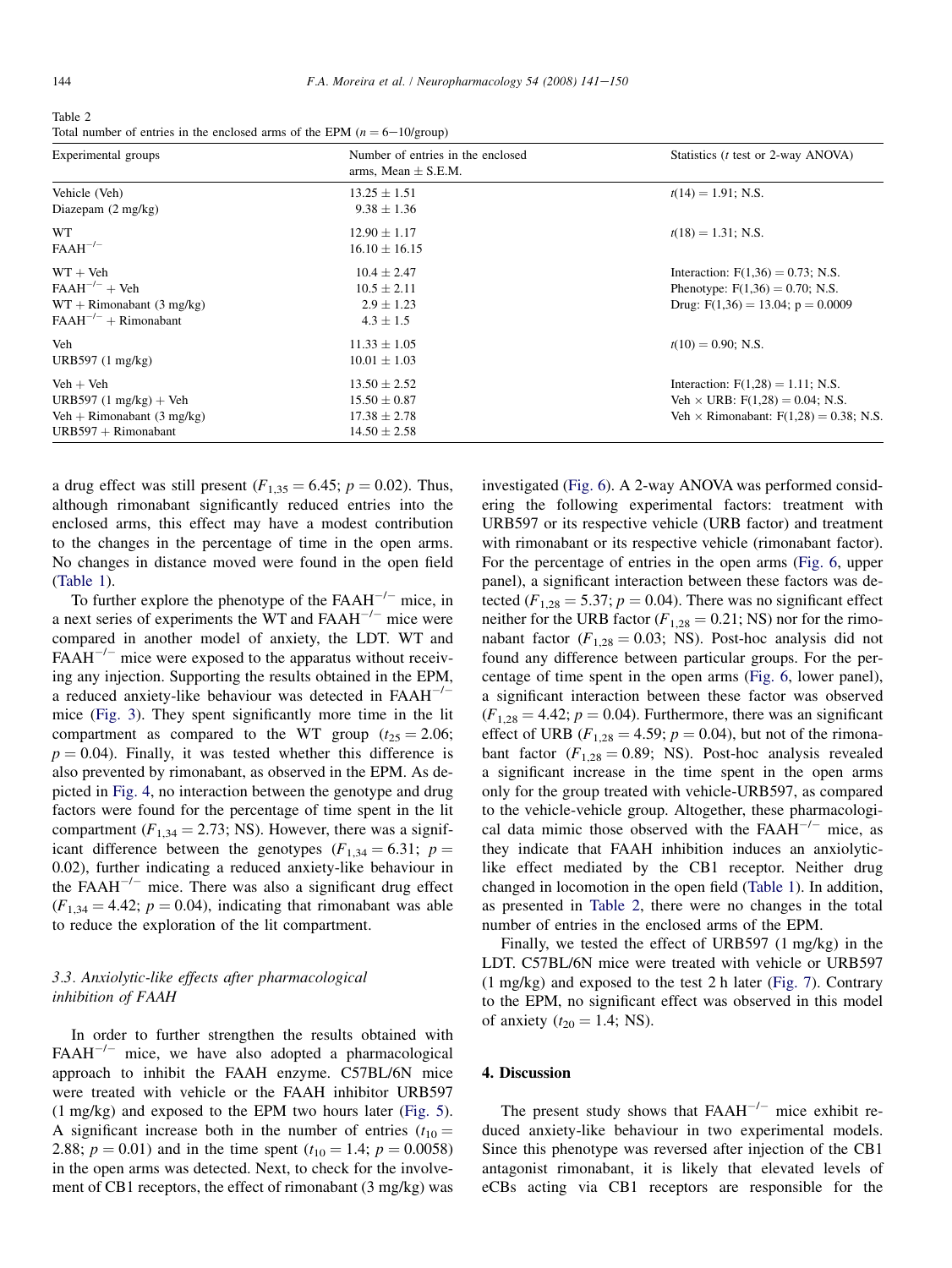Table 2
Total number of entries in the enclosed arms of the EPM ($n = 6–10$/group)

| Experimental groups | Number of entries in the enclosed arms, Mean ± S.E.M. | Statistics (t test or 2-way ANOVA) |
|---|---|---|
| Vehicle (Veh) | 13.25 ± 1.51 | $t(14) = 1.91$; N.S. |
| Diazepam (2 mg/kg) | 9.38 ± 1.36 | |
| WT | 12.90 ± 1.17 | $t(18) = 1.31$; N.S. |
| $FAAH^{-/-}$ | 16.10 ± 16.15 | |
| WT + Veh | 10.4 ± 2.47 | Interaction: $F(1,36) = 0.73$; N.S. |
| $FAAH^{-/-}$ + Veh | 10.5 ± 2.11 | Phenotype: $F(1,36) = 0.70$; N.S. |
| WT + Rimonabant (3 mg/kg) | 2.9 ± 1.23 | Drug: $F(1,36) = 13.04$; $p = 0.0009$ |
| $FAAH^{-/-}$ + Rimonabant | 4.3 ± 1.5 | |
| Veh | 11.33 ± 1.05 | $t(10) = 0.90$; N.S. |
| URB597 (1 mg/kg) | 10.01 ± 1.03 | |
| Veh + Veh | 13.50 ± 2.52 | Interaction: $F(1,28) = 1.11$; N.S. |
| URB597 (1 mg/kg) + Veh | 15.50 ± 0.87 | Veh × URB: $F(1,28) = 0.04$; N.S. |
| Veh + Rimonabant (3 mg/kg) | 17.38 ± 2.78 | Veh × Rimonabant: $F(1,28) = 0.38$; N.S. |
| URB597 + Rimonabant | 14.50 ± 2.58 | |

a drug effect was still present ($F_{1,35} = 6.45$; $p = 0.02$). Thus, although rimonabant significantly reduced entries into the enclosed arms, this effect may have a modest contribution to the changes in the percentage of time in the open arms. No changes in distance moved were found in the open field (Table 1).

To further explore the phenotype of the $FAAH^{-/-}$ mice, in a next series of experiments the WT and $FAAH^{-/-}$ mice were compared in another model of anxiety, the LDT. WT and $FAAH^{-/-}$ mice were exposed to the apparatus without receiving any injection. Supporting the results obtained in the EPM, a reduced anxiety-like behaviour was detected in $FAAH^{-/-}$ mice (Fig. 3). They spent significantly more time in the lit compartment as compared to the WT group ($t_{25} = 2.06$; $p = 0.04$). Finally, it was tested whether this difference is also prevented by rimonabant, as observed in the EPM. As depicted in Fig. 4, no interaction between the genotype and drug factors were found for the percentage of time spent in the lit compartment ($F_{1,34} = 2.73$; NS). However, there was a significant difference between the genotypes ($F_{1,34} = 6.31$; $p = 0.02$), further indicating a reduced anxiety-like behaviour in the $FAAH^{-/-}$ mice. There was also a significant drug effect ($F_{1,34} = 4.42$; $p = 0.04$), indicating that rimonabant was able to reduce the exploration of the lit compartment.

### 3.3. Anxiolytic-like effects after pharmacological inhibition of FAAH

In order to further strengthen the results obtained with $FAAH^{-/-}$ mice, we have also adopted a pharmacological approach to inhibit the FAAH enzyme. C57BL/6N mice were treated with vehicle or the FAAH inhibitor URB597 (1 mg/kg) and exposed to the EPM two hours later (Fig. 5). A significant increase both in the number of entries ($t_{10} = 2.88$; $p = 0.01$) and in the time spent ($t_{10} = 1.4$; $p = 0.0058$) in the open arms was detected. Next, to check for the involvement of CB1 receptors, the effect of rimonabant (3 mg/kg) was investigated (Fig. 6). A 2-way ANOVA was performed considering the following experimental factors: treatment with URB597 or its respective vehicle (URB factor) and treatment with rimonabant or its respective vehicle (rimonabant factor). For the percentage of entries in the open arms (Fig. 6, upper panel), a significant interaction between these factors was detected ($F_{1,28} = 5.37$; $p = 0.04$). There was no significant effect neither for the URB factor ($F_{1,28} = 0.21$; NS) nor for the rimonabant factor ($F_{1,28} = 0.03$; NS). Post-hoc analysis did not found any difference between particular groups. For the percentage of time spent in the open arms (Fig. 6, lower panel), a significant interaction between these factor was observed ($F_{1,28} = 4.42$; $p = 0.04$). Furthermore, there was an significant effect of URB ($F_{1,28} = 4.59$; $p = 0.04$), but not of the rimonabant factor ($F_{1,28} = 0.89$; NS). Post-hoc analysis revealed a significant increase in the time spent in the open arms only for the group treated with vehicle-URB597, as compared to the vehicle-vehicle group. Altogether, these pharmacological data mimic those observed with the $FAAH^{-/-}$ mice, as they indicate that FAAH inhibition induces an anxiolytic-like effect mediated by the CB1 receptor. Neither drug changed in locomotion in the open field (Table 1). In addition, as presented in Table 2, there were no changes in the total number of entries in the enclosed arms of the EPM.

Finally, we tested the effect of URB597 (1 mg/kg) in the LDT. C57BL/6N mice were treated with vehicle or URB597 (1 mg/kg) and exposed to the test 2 h later (Fig. 7). Contrary to the EPM, no significant effect was observed in this model of anxiety ($t_{20} = 1.4$; NS).

## 4. Discussion

The present study shows that $FAAH^{-/-}$ mice exhibit reduced anxiety-like behaviour in two experimental models. Since this phenotype was reversed after injection of the CB1 antagonist rimonabant, it is likely that elevated levels of eCBs acting via CB1 receptors are responsible for the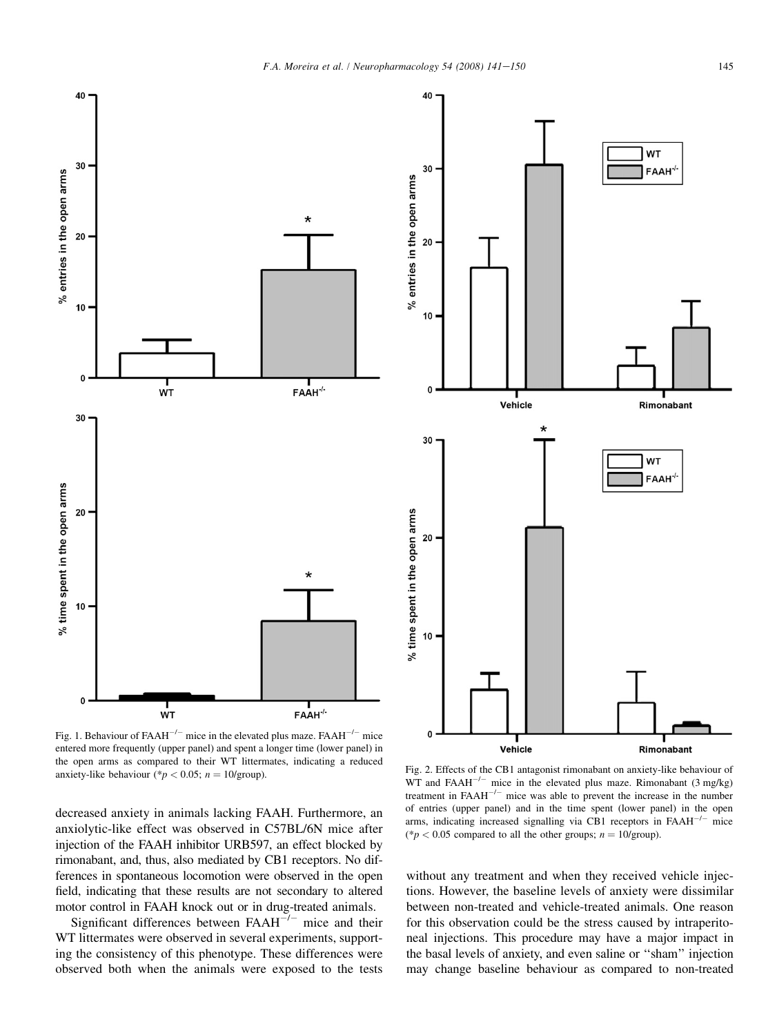Fig. 1. Behaviour of FAAH$^{-/-}$ mice in the elevated plus maze. FAAH$^{-/-}$ mice entered more frequently (upper panel) and spent a longer time (lower panel) in the open arms as compared to their WT littermates, indicating a reduced anxiety-like behaviour (*$p < 0.05$; $n = 10$/group).

Fig. 2. Effects of the CB1 antagonist rimonabant on anxiety-like behaviour of WT and FAAH$^{-/-}$ mice in the elevated plus maze. Rimonabant (3 mg/kg) treatment in FAAH$^{-/-}$ mice was able to prevent the increase in the number of entries (upper panel) and in the time spent (lower panel) in the open arms, indicating increased signalling via CB1 receptors in FAAH$^{-/-}$ mice (*$p < 0.05$ compared to all the other groups; $n = 10$/group).

decreased anxiety in animals lacking FAAH. Furthermore, an anxiolytic-like effect was observed in C57BL/6N mice after injection of the FAAH inhibitor URB597, an effect blocked by rimonabant, and, thus, also mediated by CB1 receptors. No differences in spontaneous locomotion were observed in the open field, indicating that these results are not secondary to altered motor control in FAAH knock out or in drug-treated animals.

Significant differences between FAAH$^{-/-}$ mice and their WT littermates were observed in several experiments, supporting the consistency of this phenotype. These differences were observed both when the animals were exposed to the tests without any treatment and when they received vehicle injections. However, the baseline levels of anxiety were dissimilar between non-treated and vehicle-treated animals. One reason for this observation could be the stress caused by intraperitoneal injections. This procedure may have a major impact in the basal levels of anxiety, and even saline or "sham" injection may change baseline behaviour as compared to non-treated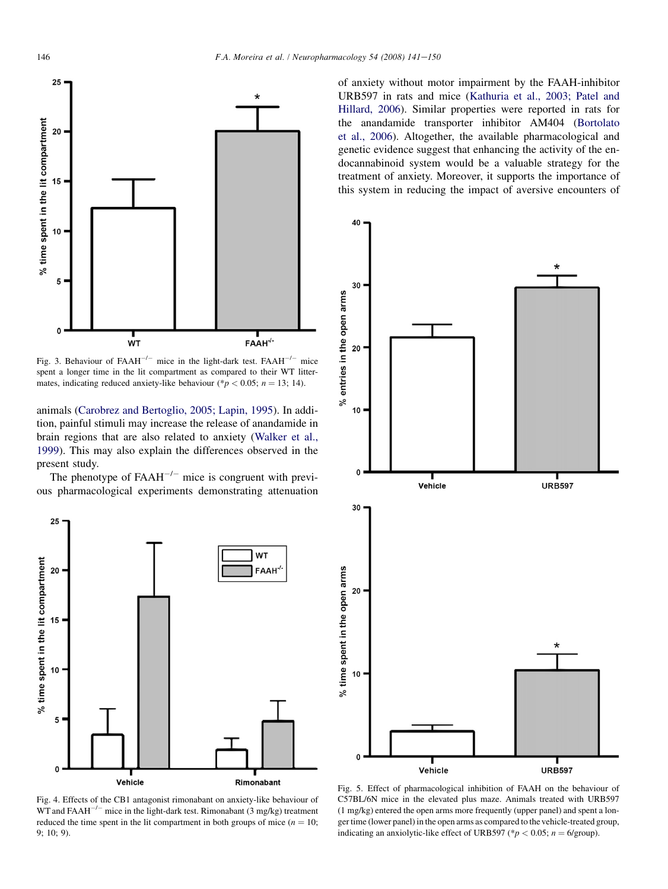Fig. 3. Behaviour of FAAH$^{-/-}$ mice in the light-dark test. FAAH$^{-/-}$ mice spent a longer time in the lit compartment as compared to their WT littermates, indicating reduced anxiety-like behaviour (*$p < 0.05$; $n = 13$; 14).

animals (Carobrez and Bertoglio, 2005; Lapin, 1995). In addition, painful stimuli may increase the release of anandamide in brain regions that are also related to anxiety (Walker et al., 1999). This may also explain the differences observed in the present study.

The phenotype of FAAH$^{-/-}$ mice is congruent with previous pharmacological experiments demonstrating attenuation of anxiety without motor impairment by the FAAH-inhibitor URB597 in rats and mice (Kathuria et al., 2003; Patel and Hillard, 2006). Similar properties were reported in rats for the anandamide transporter inhibitor AM404 (Bortolato et al., 2006). Altogether, the available pharmacological and genetic evidence suggest that enhancing the activity of the endocannabinoid system would be a valuable strategy for the treatment of anxiety. Moreover, it supports the importance of this system in reducing the impact of aversive encounters of

Fig. 4. Effects of the CB1 antagonist rimonabant on anxiety-like behaviour of WT and FAAH$^{-/-}$ mice in the light-dark test. Rimonabant (3 mg/kg) treatment reduced the time spent in the lit compartment in both groups of mice ($n = 10$; 9; 10; 9).

Fig. 5. Effect of pharmacological inhibition of FAAH on the behaviour of C57BL/6N mice in the elevated plus maze. Animals treated with URB597 (1 mg/kg) entered the open arms more frequently (upper panel) and spent a longer time (lower panel) in the open arms as compared to the vehicle-treated group, indicating an anxiolytic-like effect of URB597 (*$p < 0.05$; $n = 6$/group).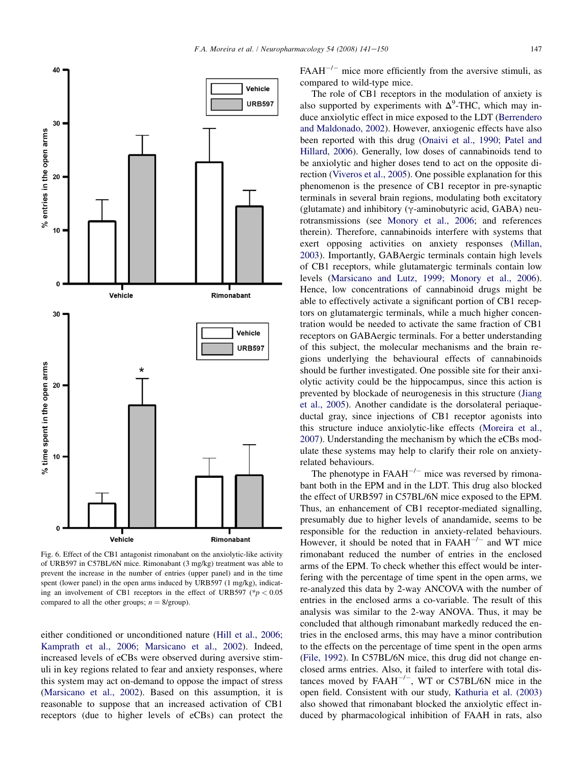Fig. 6. Effect of the CB1 antagonist rimonabant on the anxiolytic-like activity of URB597 in C57BL/6N mice. Rimonabant (3 mg/kg) treatment was able to prevent the increase in the number of entries (upper panel) and in the time spent (lower panel) in the open arms induced by URB597 (1 mg/kg), indicating an involvement of CB1 receptors in the effect of URB597 ($*p < 0.05$ compared to all the other groups; $n = 8$/group).

either conditioned or unconditioned nature (Hill et al., 2006; Kamprath et al., 2006; Marsicano et al., 2002). Indeed, increased levels of eCBs were observed during aversive stimuli in key regions related to fear and anxiety responses, where this system may act on-demand to oppose the impact of stress (Marsicano et al., 2002). Based on this assumption, it is reasonable to suppose that an increased activation of CB1 receptors (due to higher levels of eCBs) can protect the FAAH$^{-/-}$ mice more efficiently from the aversive stimuli, as compared to wild-type mice.

The role of CB1 receptors in the modulation of anxiety is also supported by experiments with $\Delta^9$-THC, which may induce anxiolytic effect in mice exposed to the LDT (Berrendero and Maldonado, 2002). However, anxiogenic effects have also been reported with this drug (Onaivi et al., 1990; Patel and Hillard, 2006). Generally, low doses of cannabinoids tend to be anxiolytic and higher doses tend to act on the opposite direction (Viveros et al., 2005). One possible explanation for this phenomenon is the presence of CB1 receptor in pre-synaptic terminals in several brain regions, modulating both excitatory (glutamate) and inhibitory ($\gamma$-aminobutyric acid, GABA) neurotransmissions (see Monory et al., 2006; and references therein). Therefore, cannabinoids interfere with systems that exert opposing activities on anxiety responses (Millan, 2003). Importantly, GABAergic terminals contain high levels of CB1 receptors, while glutamatergic terminals contain low levels (Marsicano and Lutz, 1999; Monory et al., 2006). Hence, low concentrations of cannabinoid drugs might be able to effectively activate a significant portion of CB1 receptors on glutamatergic terminals, while a much higher concentration would be needed to activate the same fraction of CB1 receptors on GABAergic terminals. For a better understanding of this subject, the molecular mechanisms and the brain regions underlying the behavioural effects of cannabinoids should be further investigated. One possible site for their anxiolytic activity could be the hippocampus, since this action is prevented by blockade of neurogenesis in this structure (Jiang et al., 2005). Another candidate is the dorsolateral periaqueductal gray, since injections of CB1 receptor agonists into this structure induce anxiolytic-like effects (Moreira et al., 2007). Understanding the mechanism by which the eCBs modulate these systems may help to clarify their role on anxiety-related behaviours.

The phenotype in FAAH$^{-/-}$ mice was reversed by rimonabant both in the EPM and in the LDT. This drug also blocked the effect of URB597 in C57BL/6N mice exposed to the EPM. Thus, an enhancement of CB1 receptor-mediated signalling, presumably due to higher levels of anandamide, seems to be responsible for the reduction in anxiety-related behaviours. However, it should be noted that in FAAH$^{-/-}$ and WT mice rimonabant reduced the number of entries in the enclosed arms of the EPM. To check whether this effect would be interfering with the percentage of time spent in the open arms, we re-analyzed this data by 2-way ANCOVA with the number of entries in the enclosed arms a co-variable. The result of this analysis was similar to the 2-way ANOVA. Thus, it may be concluded that although rimonabant markedly reduced the entries in the enclosed arms, this may have a minor contribution to the effects on the percentage of time spent in the open arms (File, 1992). In C57BL/6N mice, this drug did not change enclosed arms entries. Also, it failed to interfere with total distances moved by FAAH$^{-/-}$, WT or C57BL/6N mice in the open field. Consistent with our study, Kathuria et al. (2003) also showed that rimonabant blocked the anxiolytic effect induced by pharmacological inhibition of FAAH in rats, also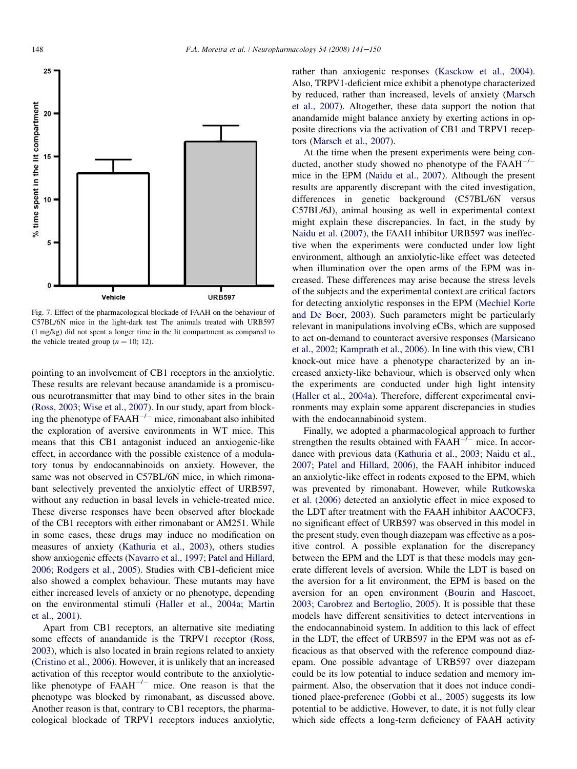Fig. 7. Effect of the pharmacological blockade of FAAH on the behaviour of C57BL/6N mice in the light-dark test The animals treated with URB597 (1 mg/kg) did not spent a longer time in the lit compartment as compared to the vehicle treated group ($n = 10$; 12).

pointing to an involvement of CB1 receptors in the anxiolytic. These results are relevant because anandamide is a promiscuous neurotransmitter that may bind to other sites in the brain (Ross, 2003; Wise et al., 2007). In our study, apart from blocking the phenotype of FAAH$^{-/-}$ mice, rimonabant also inhibited the exploration of aversive environments in WT mice. This means that this CB1 antagonist induced an anxiogenic-like effect, in accordance with the possible existence of a modulatory tonus by endocannabinoids on anxiety. However, the same was not observed in C57BL/6N mice, in which rimonabant selectively prevented the anxiolytic effect of URB597, without any reduction in basal levels in vehicle-treated mice. These diverse responses have been observed after blockade of the CB1 receptors with either rimonabant or AM251. While in some cases, these drugs may induce no modification on measures of anxiety (Kathuria et al., 2003), others studies show anxiogenic effects (Navarro et al., 1997; Patel and Hillard, 2006; Rodgers et al., 2005). Studies with CB1-deficient mice also showed a complex behaviour. These mutants may have either increased levels of anxiety or no phenotype, depending on the environmental stimuli (Haller et al., 2004a; Martin et al., 2001).

Apart from CB1 receptors, an alternative site mediating some effects of anandamide is the TRPV1 receptor (Ross, 2003), which is also located in brain regions related to anxiety (Cristino et al., 2006). However, it is unlikely that an increased activation of this receptor would contribute to the anxiolytic-like phenotype of FAAH$^{-/-}$ mice. One reason is that the phenotype was blocked by rimonabant, as discussed above. Another reason is that, contrary to CB1 receptors, the pharmacological blockade of TRPV1 receptors induces anxiolytic, rather than anxiogenic responses (Kasckow et al., 2004). Also, TRPV1-deficient mice exhibit a phenotype characterized by reduced, rather than increased, levels of anxiety (Marsch et al., 2007). Altogether, these data support the notion that anandamide might balance anxiety by exerting actions in opposite directions via the activation of CB1 and TRPV1 receptors (Marsch et al., 2007).

At the time when the present experiments were being conducted, another study showed no phenotype of the FAAH$^{-/-}$ mice in the EPM (Naidu et al., 2007). Although the present results are apparently discrepant with the cited investigation, differences in genetic background (C57BL/6N versus C57BL/6J), animal housing as well in experimental context might explain these discrepancies. In fact, in the study by Naidu et al. (2007), the FAAH inhibitor URB597 was ineffective when the experiments were conducted under low light environment, although an anxiolytic-like effect was detected when illumination over the open arms of the EPM was increased. These differences may arise because the stress levels of the subjects and the experimental context are critical factors for detecting anxiolytic responses in the EPM (Mechiel Korte and De Boer, 2003). Such parameters might be particularly relevant in manipulations involving eCBs, which are supposed to act on-demand to counteract aversive responses (Marsicano et al., 2002; Kamprath et al., 2006). In line with this view, CB1 knock-out mice have a phenotype characterized by an increased anxiety-like behaviour, which is observed only when the experiments are conducted under high light intensity (Haller et al., 2004a). Therefore, different experimental environments may explain some apparent discrepancies in studies with the endocannabinoid system.

Finally, we adopted a pharmacological approach to further strengthen the results obtained with FAAH$^{-/-}$ mice. In accordance with previous data (Kathuria et al., 2003; Naidu et al., 2007; Patel and Hillard, 2006), the FAAH inhibitor induced an anxiolytic-like effect in rodents exposed to the EPM, which was prevented by rimonabant. However, while Rutkowska et al. (2006) detected an anxiolytic effect in mice exposed to the LDT after treatment with the FAAH inhibitor AACOCF3, no significant effect of URB597 was observed in this model in the present study, even though diazepam was effective as a positive control. A possible explanation for the discrepancy between the EPM and the LDT is that these models may generate different levels of aversion. While the LDT is based on the aversion for a lit environment, the EPM is based on the aversion for an open environment (Bourin and Hascoet, 2003; Carobrez and Bertoglio, 2005). It is possible that these models have different sensitivities to detect interventions in the endocannabinoid system. In addition to this lack of effect in the LDT, the effect of URB597 in the EPM was not as efficacious as that observed with the reference compound diazepam. One possible advantage of URB597 over diazepam could be its low potential to induce sedation and memory impairment. Also, the observation that it does not induce conditioned place-preference (Gobbi et al., 2005) suggests its low potential to be addictive. However, to date, it is not fully clear which side effects a long-term deficiency of FAAH activity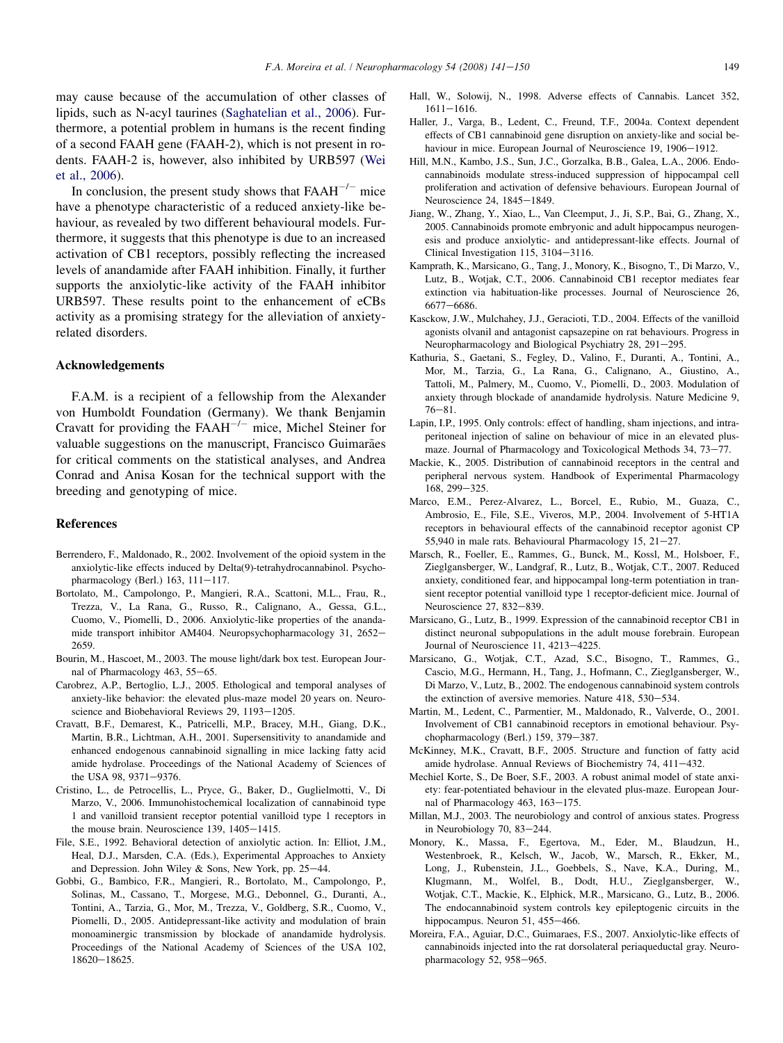may cause because of the accumulation of other classes of lipids, such as N-acyl taurines (Saghatelian et al., 2006). Furthermore, a potential problem in humans is the recent finding of a second FAAH gene (FAAH-2), which is not present in rodents. FAAH-2 is, however, also inhibited by URB597 (Wei et al., 2006).

In conclusion, the present study shows that $FAAH^{-/-}$ mice have a phenotype characteristic of a reduced anxiety-like behaviour, as revealed by two different behavioural models. Furthermore, it suggests that this phenotype is due to an increased activation of CB1 receptors, possibly reflecting the increased levels of anandamide after FAAH inhibition. Finally, it further supports the anxiolytic-like activity of the FAAH inhibitor URB597. These results point to the enhancement of eCBs activity as a promising strategy for the alleviation of anxiety-related disorders.

## Acknowledgements

F.A.M. is a recipient of a fellowship from the Alexander von Humboldt Foundation (Germany). We thank Benjamin Cravatt for providing the $FAAH^{-/-}$ mice, Michel Steiner for valuable suggestions on the manuscript, Francisco Guimarães for critical comments on the statistical analyses, and Andrea Conrad and Anisa Kosan for the technical support with the breeding and genotyping of mice.

## References

Berrendero, F., Maldonado, R., 2002. Involvement of the opioid system in the anxiolytic-like effects induced by Delta(9)-tetrahydrocannabinol. Psychopharmacology (Berl.) 163, 111–117.

Bortolato, M., Campolongo, P., Mangieri, R.A., Scattoni, M.L., Frau, R., Trezza, V., La Rana, G., Russo, R., Calignano, A., Gessa, G.L., Cuomo, V., Piomelli, D., 2006. Anxiolytic-like properties of the anandamide transport inhibitor AM404. Neuropsychopharmacology 31, 2652–2659.

Bourin, M., Hascoet, M., 2003. The mouse light/dark box test. European Journal of Pharmacology 463, 55–65.

Carobrez, A.P., Bertoglio, L.J., 2005. Ethological and temporal analyses of anxiety-like behavior: the elevated plus-maze model 20 years on. Neuroscience and Biobehavioral Reviews 29, 1193–1205.

Cravatt, B.F., Demarest, K., Patricelli, M.P., Bracey, M.H., Giang, D.K., Martin, B.R., Lichtman, A.H., 2001. Supersensitivity to anandamide and enhanced endogenous cannabinoid signalling in mice lacking fatty acid amide hydrolase. Proceedings of the National Academy of Sciences of the USA 98, 9371–9376.

Cristino, L., de Petrocellis, L., Pryce, G., Baker, D., Guglielmotti, V., Di Marzo, V., 2006. Immunohistochemical localization of cannabinoid type 1 and vanilloid transient receptor potential vanilloid type 1 receptors in the mouse brain. Neuroscience 139, 1405–1415.

File, S.E., 1992. Behavioral detection of anxiolytic action. In: Elliot, J.M., Heal, D.J., Marsden, C.A. (Eds.), Experimental Approaches to Anxiety and Depression. John Wiley & Sons, New York, pp. 25–44.

Gobbi, G., Bambico, F.R., Mangieri, R., Bortolato, M., Campolongo, P., Solinas, M., Cassano, T., Morgese, M.G., Debonnel, G., Duranti, A., Tontini, A., Tarzia, G., Mor, M., Trezza, V., Goldberg, S.R., Cuomo, V., Piomelli, D., 2005. Antidepressant-like activity and modulation of brain monoaminergic transmission by blockade of anandamide hydrolysis. Proceedings of the National Academy of Sciences of the USA 102, 18620–18625.

Hall, W., Solowij, N., 1998. Adverse effects of Cannabis. Lancet 352, 1611–1616.

Haller, J., Varga, B., Ledent, C., Freund, T.F., 2004a. Context dependent effects of CB1 cannabinoid gene disruption on anxiety-like and social behaviour in mice. European Journal of Neuroscience 19, 1906–1912.

Hill, M.N., Kambo, J.S., Sun, J.C., Gorzalka, B.B., Galea, L.A., 2006. Endocannabinoids modulate stress-induced suppression of hippocampal cell proliferation and activation of defensive behaviours. European Journal of Neuroscience 24, 1845–1849.

Jiang, W., Zhang, Y., Xiao, L., Van Cleemput, J., Ji, S.P., Bai, G., Zhang, X., 2005. Cannabinoids promote embryonic and adult hippocampus neurogenesis and produce anxiolytic- and antidepressant-like effects. Journal of Clinical Investigation 115, 3104–3116.

Kamprath, K., Marsicano, G., Tang, J., Monory, K., Bisogno, T., Di Marzo, V., Lutz, B., Wotjak, C.T., 2006. Cannabinoid CB1 receptor mediates fear extinction via habituation-like processes. Journal of Neuroscience 26, 6677–6686.

Kasckow, J.W., Mulchahey, J.J., Geracioti, T.D., 2004. Effects of the vanilloid agonists olvanil and antagonist capsazepine on rat behaviours. Progress in Neuropharmacology and Biological Psychiatry 28, 291–295.

Kathuria, S., Gaetani, S., Fegley, D., Valino, F., Duranti, A., Tontini, A., Mor, M., Tarzia, G., La Rana, G., Calignano, A., Giustino, A., Tattoli, M., Palmery, M., Cuomo, V., Piomelli, D., 2003. Modulation of anxiety through blockade of anandamide hydrolysis. Nature Medicine 9, 76–81.

Lapin, I.P., 1995. Only controls: effect of handling, sham injections, and intraperitoneal injection of saline on behaviour of mice in an elevated plus-maze. Journal of Pharmacology and Toxicological Methods 34, 73–77.

Mackie, K., 2005. Distribution of cannabinoid receptors in the central and peripheral nervous system. Handbook of Experimental Pharmacology 168, 299–325.

Marco, E.M., Perez-Alvarez, L., Borcel, E., Rubio, M., Guaza, C., Ambrosio, E., File, S.E., Viveros, M.P., 2004. Involvement of 5-HT1A receptors in behavioural effects of the cannabinoid receptor agonist CP 55,940 in male rats. Behavioural Pharmacology 15, 21–27.

Marsch, R., Foeller, E., Rammes, G., Bunck, M., Kossl, M., Holsboer, F., Zieglgansberger, W., Landgraf, R., Lutz, B., Wotjak, C.T., 2007. Reduced anxiety, conditioned fear, and hippocampal long-term potentiation in transient receptor potential vanilloid type 1 receptor-deficient mice. Journal of Neuroscience 27, 832–839.

Marsicano, G., Lutz, B., 1999. Expression of the cannabinoid receptor CB1 in distinct neuronal subpopulations in the adult mouse forebrain. European Journal of Neuroscience 11, 4213–4225.

Marsicano, G., Wotjak, C.T., Azad, S.C., Bisogno, T., Rammes, G., Cascio, M.G., Hermann, H., Tang, J., Hofmann, C., Zieglgansberger, W., Di Marzo, V., Lutz, B., 2002. The endogenous cannabinoid system controls the extinction of aversive memories. Nature 418, 530–534.

Martin, M., Ledent, C., Parmentier, M., Maldonado, R., Valverde, O., 2001. Involvement of CB1 cannabinoid receptors in emotional behaviour. Psychopharmacology (Berl.) 159, 379–387.

McKinney, M.K., Cravatt, B.F., 2005. Structure and function of fatty acid amide hydrolase. Annual Reviews of Biochemistry 74, 411–432.

Mechiel Korte, S., De Boer, S.F., 2003. A robust animal model of state anxiety: fear-potentiated behaviour in the elevated plus-maze. European Journal of Pharmacology 463, 163–175.

Millan, M.J., 2003. The neurobiology and control of anxious states. Progress in Neurobiology 70, 83–244.

Monory, K., Massa, F., Egertova, M., Eder, M., Blaudzun, H., Westenbroek, R., Kelsch, W., Jacob, W., Marsch, R., Ekker, M., Long, J., Rubenstein, J.L., Goebbels, S., Nave, K.A., During, M., Klugmann, M., Wolfel, B., Dodt, H.U., Zieglgansberger, W., Wotjak, C.T., Mackie, K., Elphick, M.R., Marsicano, G., Lutz, B., 2006. The endocannabinoid system controls key epileptogenic circuits in the hippocampus. Neuron 51, 455–466.

Moreira, F.A., Aguiar, D.C., Guimaraes, F.S., 2007. Anxiolytic-like effects of cannabinoids injected into the rat dorsolateral periaqueductal gray. Neuropharmacology 52, 958–965.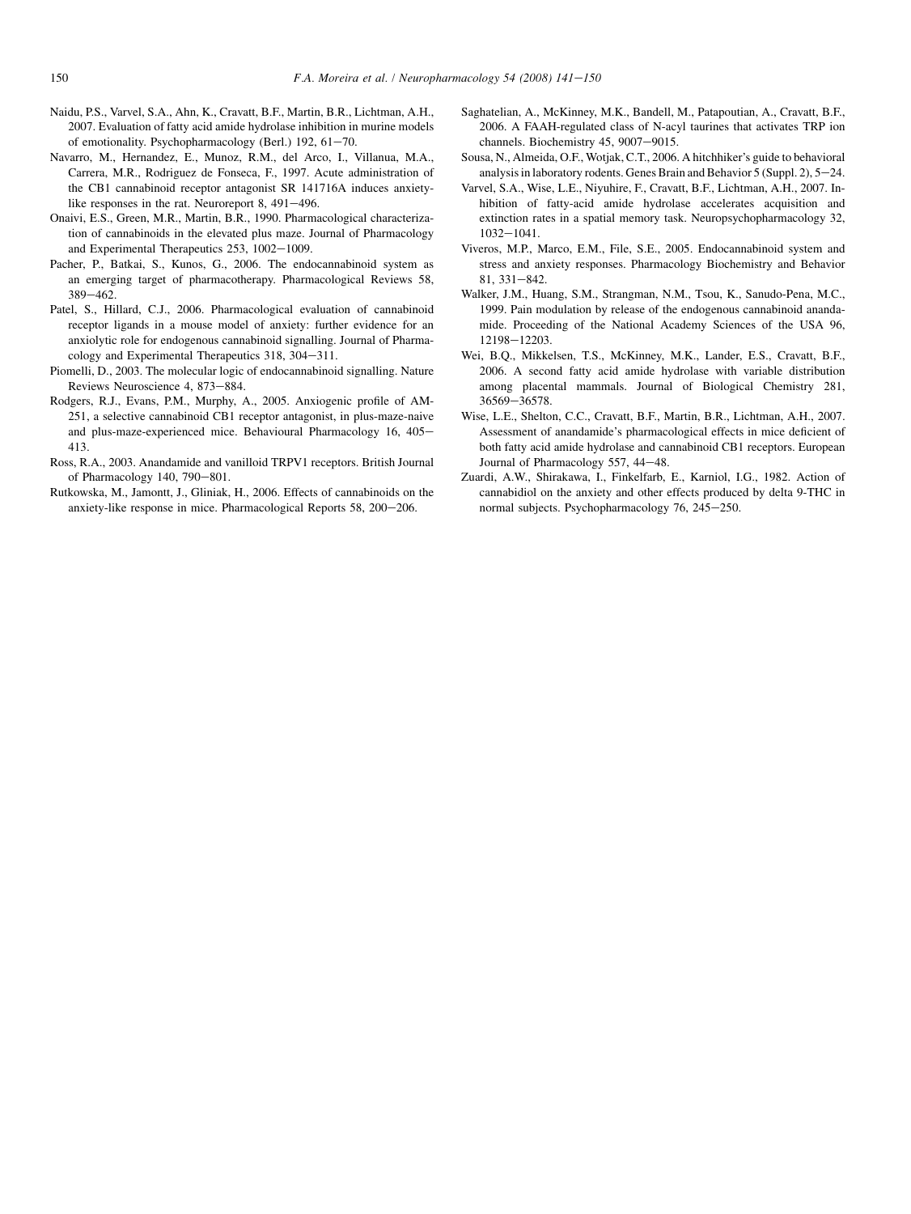Naidu, P.S., Varvel, S.A., Ahn, K., Cravatt, B.F., Martin, B.R., Lichtman, A.H., 2007. Evaluation of fatty acid amide hydrolase inhibition in murine models of emotionality. Psychopharmacology (Berl.) 192, 61–70.

Navarro, M., Hernandez, E., Munoz, R.M., del Arco, I., Villanua, M.A., Carrera, M.R., Rodriguez de Fonseca, F., 1997. Acute administration of the CB1 cannabinoid receptor antagonist SR 141716A induces anxiety-like responses in the rat. Neuroreport 8, 491–496.

Onaivi, E.S., Green, M.R., Martin, B.R., 1990. Pharmacological characterization of cannabinoids in the elevated plus maze. Journal of Pharmacology and Experimental Therapeutics 253, 1002–1009.

Pacher, P., Batkai, S., Kunos, G., 2006. The endocannabinoid system as an emerging target of pharmacotherapy. Pharmacological Reviews 58, 389–462.

Patel, S., Hillard, C.J., 2006. Pharmacological evaluation of cannabinoid receptor ligands in a mouse model of anxiety: further evidence for an anxiolytic role for endogenous cannabinoid signalling. Journal of Pharmacology and Experimental Therapeutics 318, 304–311.

Piomelli, D., 2003. The molecular logic of endocannabinoid signalling. Nature Reviews Neuroscience 4, 873–884.

Rodgers, R.J., Evans, P.M., Murphy, A., 2005. Anxiogenic profile of AM-251, a selective cannabinoid CB1 receptor antagonist, in plus-maze-naive and plus-maze-experienced mice. Behavioural Pharmacology 16, 405–413.

Ross, R.A., 2003. Anandamide and vanilloid TRPV1 receptors. British Journal of Pharmacology 140, 790–801.

Rutkowska, M., Jamontt, J., Gliniak, H., 2006. Effects of cannabinoids on the anxiety-like response in mice. Pharmacological Reports 58, 200–206.

Saghatelian, A., McKinney, M.K., Bandell, M., Patapoutian, A., Cravatt, B.F., 2006. A FAAH-regulated class of N-acyl taurines that activates TRP ion channels. Biochemistry 45, 9007–9015.

Sousa, N., Almeida, O.F., Wotjak, C.T., 2006. A hitchhiker's guide to behavioral analysis in laboratory rodents. Genes Brain and Behavior 5 (Suppl. 2), 5–24.

Varvel, S.A., Wise, L.E., Niyuhire, F., Cravatt, B.F., Lichtman, A.H., 2007. Inhibition of fatty-acid amide hydrolase accelerates acquisition and extinction rates in a spatial memory task. Neuropsychopharmacology 32, 1032–1041.

Viveros, M.P., Marco, E.M., File, S.E., 2005. Endocannabinoid system and stress and anxiety responses. Pharmacology Biochemistry and Behavior 81, 331–842.

Walker, J.M., Huang, S.M., Strangman, N.M., Tsou, K., Sanudo-Pena, M.C., 1999. Pain modulation by release of the endogenous cannabinoid anandamide. Proceeding of the National Academy Sciences of the USA 96, 12198–12203.

Wei, B.Q., Mikkelsen, T.S., McKinney, M.K., Lander, E.S., Cravatt, B.F., 2006. A second fatty acid amide hydrolase with variable distribution among placental mammals. Journal of Biological Chemistry 281, 36569–36578.

Wise, L.E., Shelton, C.C., Cravatt, B.F., Martin, B.R., Lichtman, A.H., 2007. Assessment of anandamide's pharmacological effects in mice deficient of both fatty acid amide hydrolase and cannabinoid CB1 receptors. European Journal of Pharmacology 557, 44–48.

Zuardi, A.W., Shirakawa, I., Finkelfarb, E., Karniol, I.G., 1982. Action of cannabidiol on the anxiety and other effects produced by delta 9-THC in normal subjects. Psychopharmacology 76, 245–250.